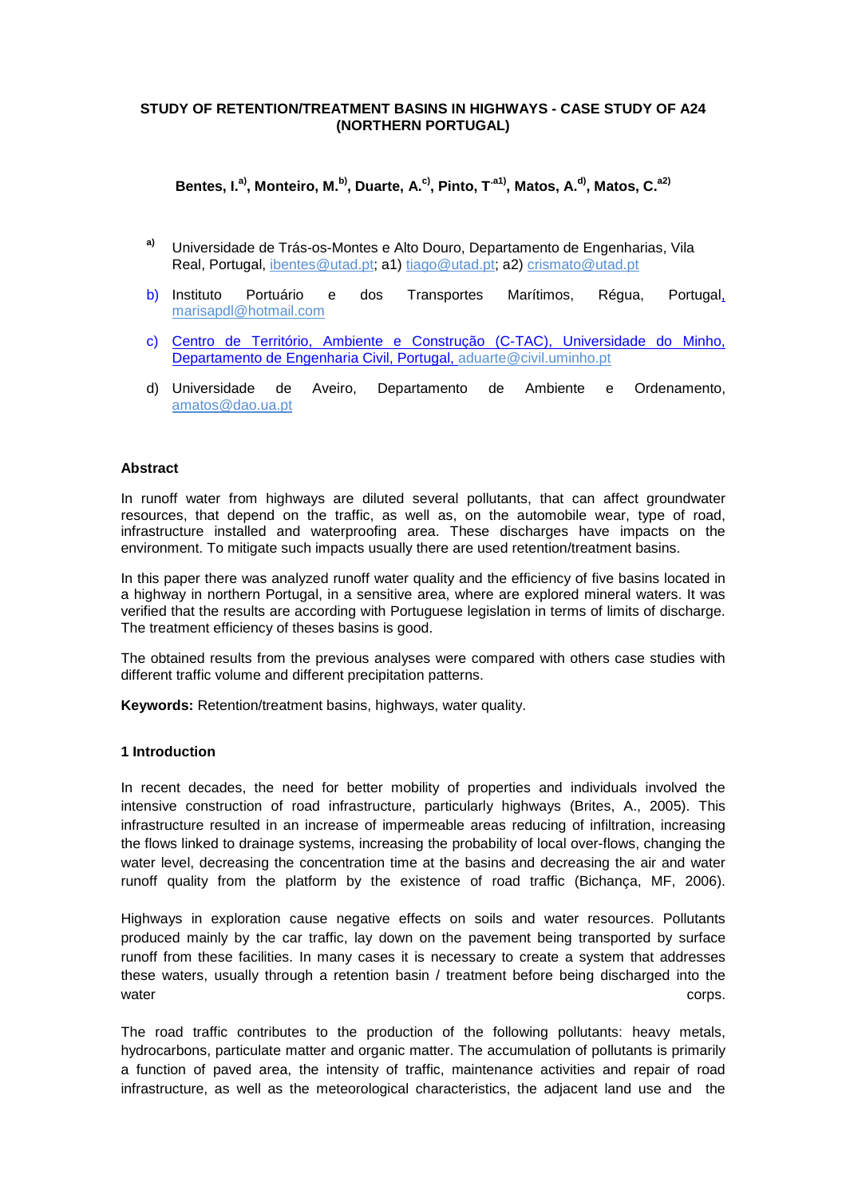# STUDY OF RETENTION/TREATMENT BASINS IN HIGHWAYS - CASE STUDY OF A24 (NORTHERN PORTUGAL)

**Bentes, I.[a)], Monteiro, M.[b)], Duarte, A.[c)], Pinto, T.[a1)], Matos, A.[d)], Matos, C.[a2)]**

[a)] Universidade de Trás-os-Montes e Alto Douro, Departamento de Engenharias, Vila Real, Portugal, ibentes@utad.pt; a1) tiago@utad.pt; a2) crismato@utad.pt

b) Instituto Portuário e dos Transportes Marítimos, Régua, Portugal, marisapdl@hotmail.com

c) Centro de Território, Ambiente e Construção (C-TAC), Universidade do Minho, Departamento de Engenharia Civil, Portugal, aduarte@civil.uminho.pt

d) Universidade de Aveiro, Departamento de Ambiente e Ordenamento, amatos@dao.ua.pt

## Abstract

In runoff water from highways are diluted several pollutants, that can affect groundwater resources, that depend on the traffic, as well as, on the automobile wear, type of road, infrastructure installed and waterproofing area. These discharges have impacts on the environment. To mitigate such impacts usually there are used retention/treatment basins.

In this paper there was analyzed runoff water quality and the efficiency of five basins located in a highway in northern Portugal, in a sensitive area, where are explored mineral waters. It was verified that the results are according with Portuguese legislation in terms of limits of discharge. The treatment efficiency of theses basins is good.

The obtained results from the previous analyses were compared with others case studies with different traffic volume and different precipitation patterns.

**Keywords:** Retention/treatment basins, highways, water quality.

## 1 Introduction

In recent decades, the need for better mobility of properties and individuals involved the intensive construction of road infrastructure, particularly highways (Brites, A., 2005). This infrastructure resulted in an increase of impermeable areas reducing of infiltration, increasing the flows linked to drainage systems, increasing the probability of local over-flows, changing the water level, decreasing the concentration time at the basins and decreasing the air and water runoff quality from the platform by the existence of road traffic (Bichança, MF, 2006).

Highways in exploration cause negative effects on soils and water resources. Pollutants produced mainly by the car traffic, lay down on the pavement being transported by surface runoff from these facilities. In many cases it is necessary to create a system that addresses these waters, usually through a retention basin / treatment before being discharged into the water corps.

The road traffic contributes to the production of the following pollutants: heavy metals, hydrocarbons, particulate matter and organic matter. The accumulation of pollutants is primarily a function of paved area, the intensity of traffic, maintenance activities and repair of road infrastructure, as well as the meteorological characteristics, the adjacent land use and the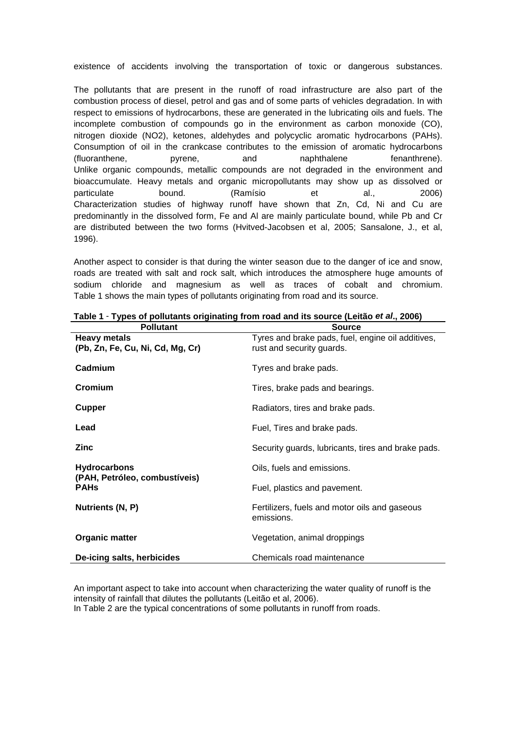existence of accidents involving the transportation of toxic or dangerous substances.

The pollutants that are present in the runoff of road infrastructure are also part of the combustion process of diesel, petrol and gas and of some parts of vehicles degradation. In with respect to emissions of hydrocarbons, these are generated in the lubricating oils and fuels. The incomplete combustion of compounds go in the environment as carbon monoxide (CO), nitrogen dioxide (NO2), ketones, aldehydes and polycyclic aromatic hydrocarbons (PAHs). Consumption of oil in the crankcase contributes to the emission of aromatic hydrocarbons (fluoranthene, pyrene, and naphthalene fenanthrene).
Unlike organic compounds, metallic compounds are not degraded in the environment and bioaccumulate. Heavy metals and organic micropollutants may show up as dissolved or particulate bound. (Ramísio et al., 2006)
Characterization studies of highway runoff have shown that Zn, Cd, Ni and Cu are predominantly in the dissolved form, Fe and Al are mainly particulate bound, while Pb and Cr are distributed between the two forms (Hvitved-Jacobsen et al, 2005; Sansalone, J., et al, 1996).

Another aspect to consider is that during the winter season due to the danger of ice and snow, roads are treated with salt and rock salt, which introduces the atmosphere huge amounts of sodium chloride and magnesium as well as traces of cobalt and chromium. Table 1 shows the main types of pollutants originating from road and its source.

**Table 1** - **Types of pollutants originating from road and its source (Leitão *et al*., 2006)**

| Pollutant | Source |
|---|---|
| **Heavy metals (Pb, Zn, Fe, Cu, Ni, Cd, Mg, Cr)** | Tyres and brake pads, fuel, engine oil additives, rust and security guards. |
| **Cadmium** | Tyres and brake pads. |
| **Cromium** | Tires, brake pads and bearings. |
| **Cupper** | Radiators, tires and brake pads. |
| **Lead** | Fuel, Tires and brake pads. |
| **Zinc** | Security guards, lubricants, tires and brake pads. |
| **Hydrocarbons (PAH, Petróleo, combustíveis)** | Oils, fuels and emissions. |
| **PAHs** | Fuel, plastics and pavement. |
| **Nutrients (N, P)** | Fertilizers, fuels and motor oils and gaseous emissions. |
| **Organic matter** | Vegetation, animal droppings |
| **De-icing salts, herbicides** | Chemicals road maintenance |

An important aspect to take into account when characterizing the water quality of runoff is the intensity of rainfall that dilutes the pollutants (Leitão et al, 2006).
In Table 2 are the typical concentrations of some pollutants in runoff from roads.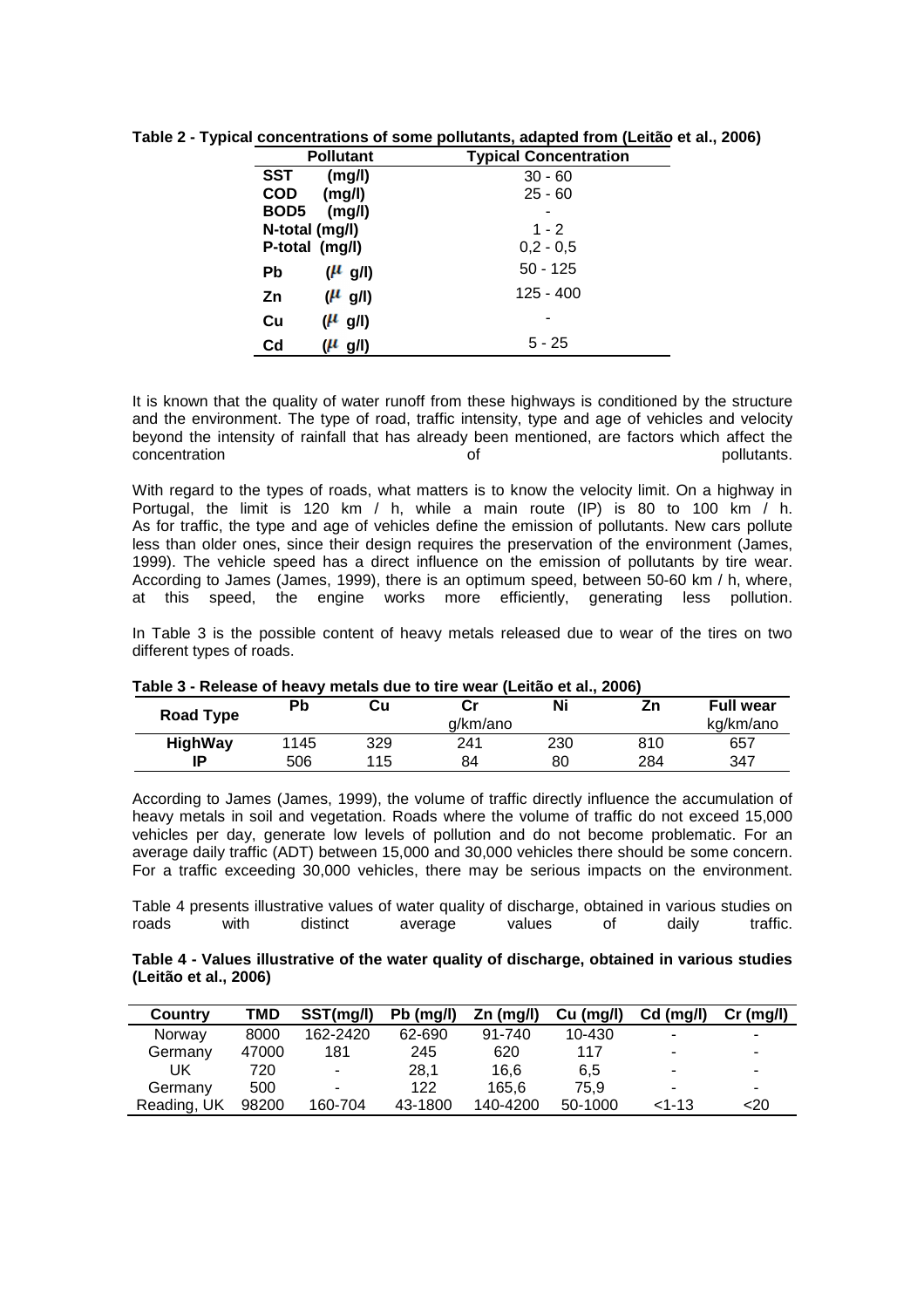**Table 2 - Typical concentrations of some pollutants, adapted from (Leitão et al., 2006)**

| Pollutant | Typical Concentration |
|---|---|
| SST (mg/l) | 30 - 60 |
| COD (mg/l) | 25 - 60 |
| BOD5 (mg/l) | - |
| N-total (mg/l) | 1 - 2 |
| P-total (mg/l) | 0,2 - 0,5 |
| Pb ($\mu$ g/l) | 50 - 125 |
| Zn ($\mu$ g/l) | 125 - 400 |
| Cu ($\mu$ g/l) | - |
| Cd ($\mu$ g/l) | 5 - 25 |

It is known that the quality of water runoff from these highways is conditioned by the structure and the environment. The type of road, traffic intensity, type and age of vehicles and velocity beyond the intensity of rainfall that has already been mentioned, are factors which affect the concentration of pollutants.

With regard to the types of roads, what matters is to know the velocity limit. On a highway in Portugal, the limit is 120 km / h, while a main route (IP) is 80 to 100 km / h. As for traffic, the type and age of vehicles define the emission of pollutants. New cars pollute less than older ones, since their design requires the preservation of the environment (James, 1999). The vehicle speed has a direct influence on the emission of pollutants by tire wear. According to James (James, 1999), there is an optimum speed, between 50-60 km / h, where, at this speed, the engine works more efficiently, generating less pollution.

In Table 3 is the possible content of heavy metals released due to wear of the tires on two different types of roads.

**Table 3 - Release of heavy metals due to tire wear (Leitão et al., 2006)**

| Road Type | Pb | Cu | Cr<br>g/km/ano | Ni | Zn | Full wear<br>kg/km/ano |
|---|---|---|---|---|---|---|
| HighWay | 1145 | 329 | 241 | 230 | 810 | 657 |
| IP | 506 | 115 | 84 | 80 | 284 | 347 |

According to James (James, 1999), the volume of traffic directly influence the accumulation of heavy metals in soil and vegetation. Roads where the volume of traffic do not exceed 15,000 vehicles per day, generate low levels of pollution and do not become problematic. For an average daily traffic (ADT) between 15,000 and 30,000 vehicles there should be some concern. For a traffic exceeding 30,000 vehicles, there may be serious impacts on the environment.

Table 4 presents illustrative values of water quality of discharge, obtained in various studies on roads with distinct average values of daily traffic.

**Table 4 - Values illustrative of the water quality of discharge, obtained in various studies (Leitão et al., 2006)**

| Country | TMD | SST(mg/l) | Pb (mg/l) | Zn (mg/l) | Cu (mg/l) | Cd (mg/l) | Cr (mg/l) |
|---|---|---|---|---|---|---|---|
| Norway | 8000 | 162-2420 | 62-690 | 91-740 | 10-430 | - | - |
| Germany | 47000 | 181 | 245 | 620 | 117 | - | - |
| UK | 720 | - | 28,1 | 16,6 | 6,5 | - | - |
| Germany | 500 | - | 122 | 165,6 | 75,9 | - | - |
| Reading, UK | 98200 | 160-704 | 43-1800 | 140-4200 | 50-1000 | <1-13 | <20 |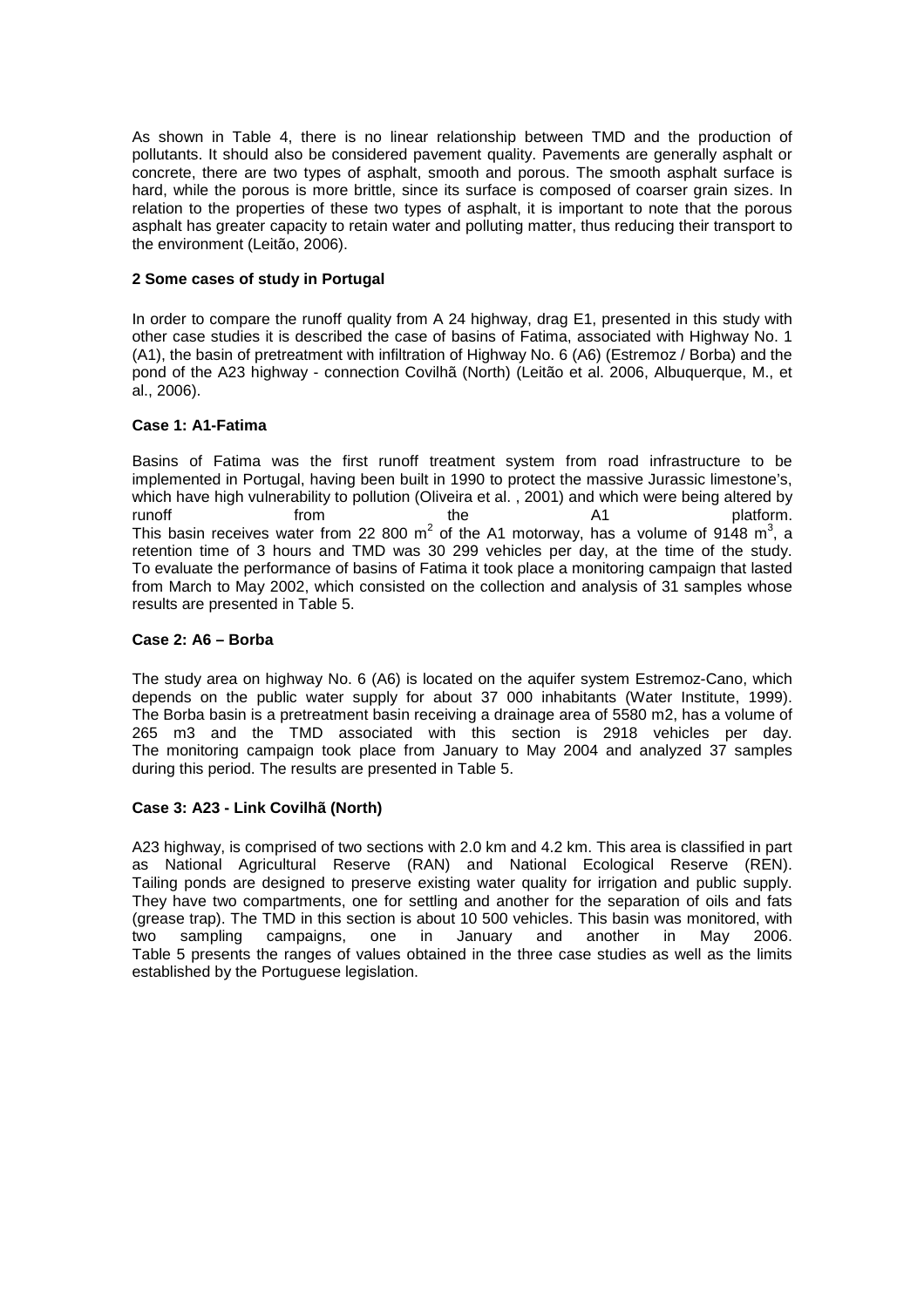As shown in Table 4, there is no linear relationship between TMD and the production of pollutants. It should also be considered pavement quality. Pavements are generally asphalt or concrete, there are two types of asphalt, smooth and porous. The smooth asphalt surface is hard, while the porous is more brittle, since its surface is composed of coarser grain sizes. In relation to the properties of these two types of asphalt, it is important to note that the porous asphalt has greater capacity to retain water and polluting matter, thus reducing their transport to the environment (Leitão, 2006).

## 2 Some cases of study in Portugal

In order to compare the runoff quality from A 24 highway, drag E1, presented in this study with other case studies it is described the case of basins of Fatima, associated with Highway No. 1 (A1), the basin of pretreatment with infiltration of Highway No. 6 (A6) (Estremoz / Borba) and the pond of the A23 highway - connection Covilhã (North) (Leitão et al. 2006, Albuquerque, M., et al., 2006).

### Case 1: A1-Fatima

Basins of Fatima was the first runoff treatment system from road infrastructure to be implemented in Portugal, having been built in 1990 to protect the massive Jurassic limestone's, which have high vulnerability to pollution (Oliveira et al. , 2001) and which were being altered by runoff from the A1 platform.
This basin receives water from 22 800 $m^2$ of the A1 motorway, has a volume of 9148 $m^3$, a retention time of 3 hours and TMD was 30 299 vehicles per day, at the time of the study. To evaluate the performance of basins of Fatima it took place a monitoring campaign that lasted from March to May 2002, which consisted on the collection and analysis of 31 samples whose results are presented in Table 5.

### Case 2: A6 – Borba

The study area on highway No. 6 (A6) is located on the aquifer system Estremoz-Cano, which depends on the public water supply for about 37 000 inhabitants (Water Institute, 1999). The Borba basin is a pretreatment basin receiving a drainage area of 5580 m2, has a volume of 265 m3 and the TMD associated with this section is 2918 vehicles per day. The monitoring campaign took place from January to May 2004 and analyzed 37 samples during this period. The results are presented in Table 5.

### Case 3: A23 - Link Covilhã (North)

A23 highway, is comprised of two sections with 2.0 km and 4.2 km. This area is classified in part as National Agricultural Reserve (RAN) and National Ecological Reserve (REN). Tailing ponds are designed to preserve existing water quality for irrigation and public supply. They have two compartments, one for settling and another for the separation of oils and fats (grease trap). The TMD in this section is about 10 500 vehicles. This basin was monitored, with two sampling campaigns, one in January and another in May 2006.
Table 5 presents the ranges of values obtained in the three case studies as well as the limits established by the Portuguese legislation.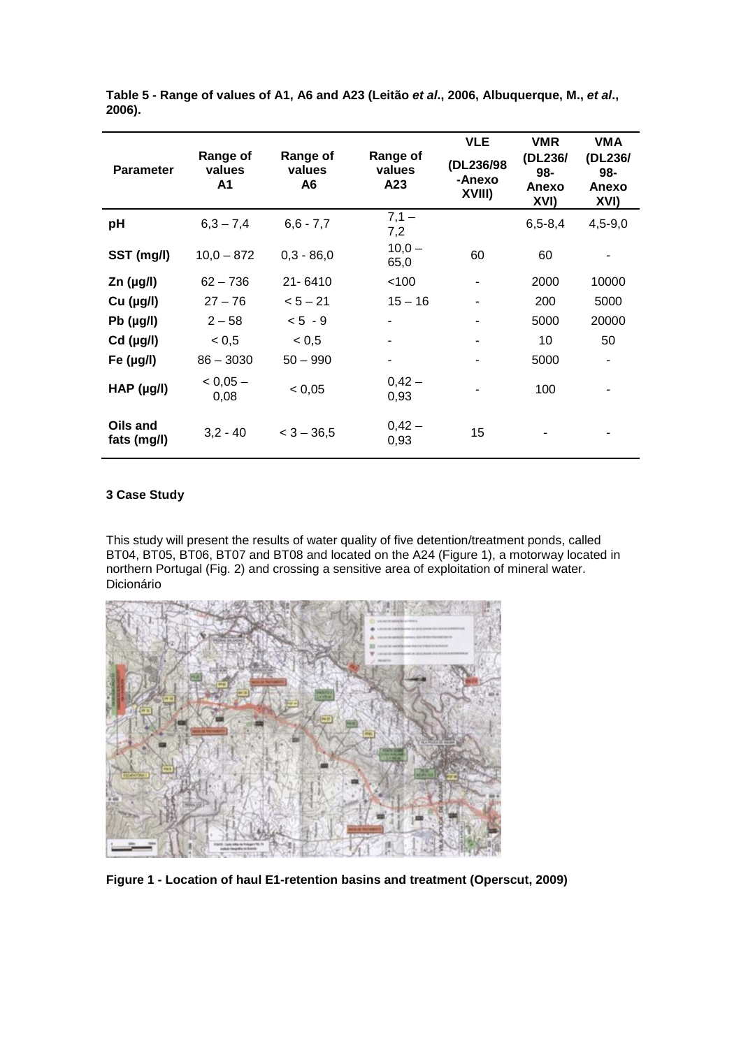**Table 5 - Range of values of A1, A6 and A23 (Leitão *et al*., 2006, Albuquerque, M., *et al*., 2006).**

| Parameter | Range of values A1 | Range of values A6 | Range of values A23 | VLE (DL236/98 -Anexo XVIII) | VMR (DL236/ 98- Anexo XVI) | VMA (DL236/ 98- Anexo XVI) |
|---|---|---|---|---|---|---|
| **pH** | 6,3 – 7,4 | 6,6 - 7,7 | 7,1 – 7,2 | | 6,5-8,4 | 4,5-9,0 |
| **SST (mg/l)** | 10,0 – 872 | 0,3 - 86,0 | 10,0 – 65,0 | 60 | 60 | - |
| **Zn (µg/l)** | 62 – 736 | 21- 6410 | <100 | - | 2000 | 10000 |
| **Cu (µg/l)** | 27 – 76 | < 5 – 21 | 15 – 16 | - | 200 | 5000 |
| **Pb (µg/l)** | 2 – 58 | < 5 - 9 | - | - | 5000 | 20000 |
| **Cd (µg/l)** | < 0,5 | < 0,5 | - | - | 10 | 50 |
| **Fe (µg/l)** | 86 – 3030 | 50 – 990 | - | - | 5000 | - |
| **HAP (µg/l)** | < 0,05 – 0,08 | < 0,05 | 0,42 – 0,93 | - | 100 | - |
| **Oils and fats (mg/l)** | 3,2 - 40 | < 3 – 36,5 | 0,42 – 0,93 | 15 | - | - |

### 3 Case Study

This study will present the results of water quality of five detention/treatment ponds, called BT04, BT05, BT06, BT07 and BT08 and located on the A24 (Figure 1), a motorway located in northern Portugal (Fig. 2) and crossing a sensitive area of exploitation of mineral water. Dicionário

**Figure 1 - Location of haul E1-retention basins and treatment (Operscut, 2009)**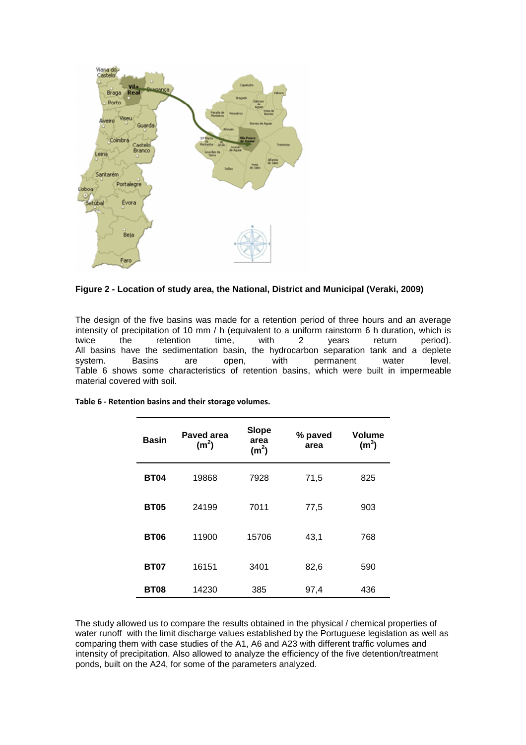**Figure 2 - Location of study area, the National, District and Municipal (Veraki, 2009)**

The design of the five basins was made for a retention period of three hours and an average intensity of precipitation of 10 mm / h (equivalent to a uniform rainstorm 6 h duration, which is twice the retention time, with 2 years return period). All basins have the sedimentation basin, the hydrocarbon separation tank and a deplete system. Basins are open, with permanent water level. Table 6 shows some characteristics of retention basins, which were built in impermeable material covered with soil.

**Table 6 - Retention basins and their storage volumes.**

| Basin | Paved area ($m^2$) | Slope area ($m^2$) | % paved area | Volume ($m^3$) |
|---|---|---|---|---|
| **BT04** | 19868 | 7928 | 71,5 | 825 |
| **BT05** | 24199 | 7011 | 77,5 | 903 |
| **BT06** | 11900 | 15706 | 43,1 | 768 |
| **BT07** | 16151 | 3401 | 82,6 | 590 |
| **BT08** | 14230 | 385 | 97,4 | 436 |

The study allowed us to compare the results obtained in the physical / chemical properties of water runoff with the limit discharge values established by the Portuguese legislation as well as comparing them with case studies of the A1, A6 and A23 with different traffic volumes and intensity of precipitation. Also allowed to analyze the efficiency of the five detention/treatment ponds, built on the A24, for some of the parameters analyzed.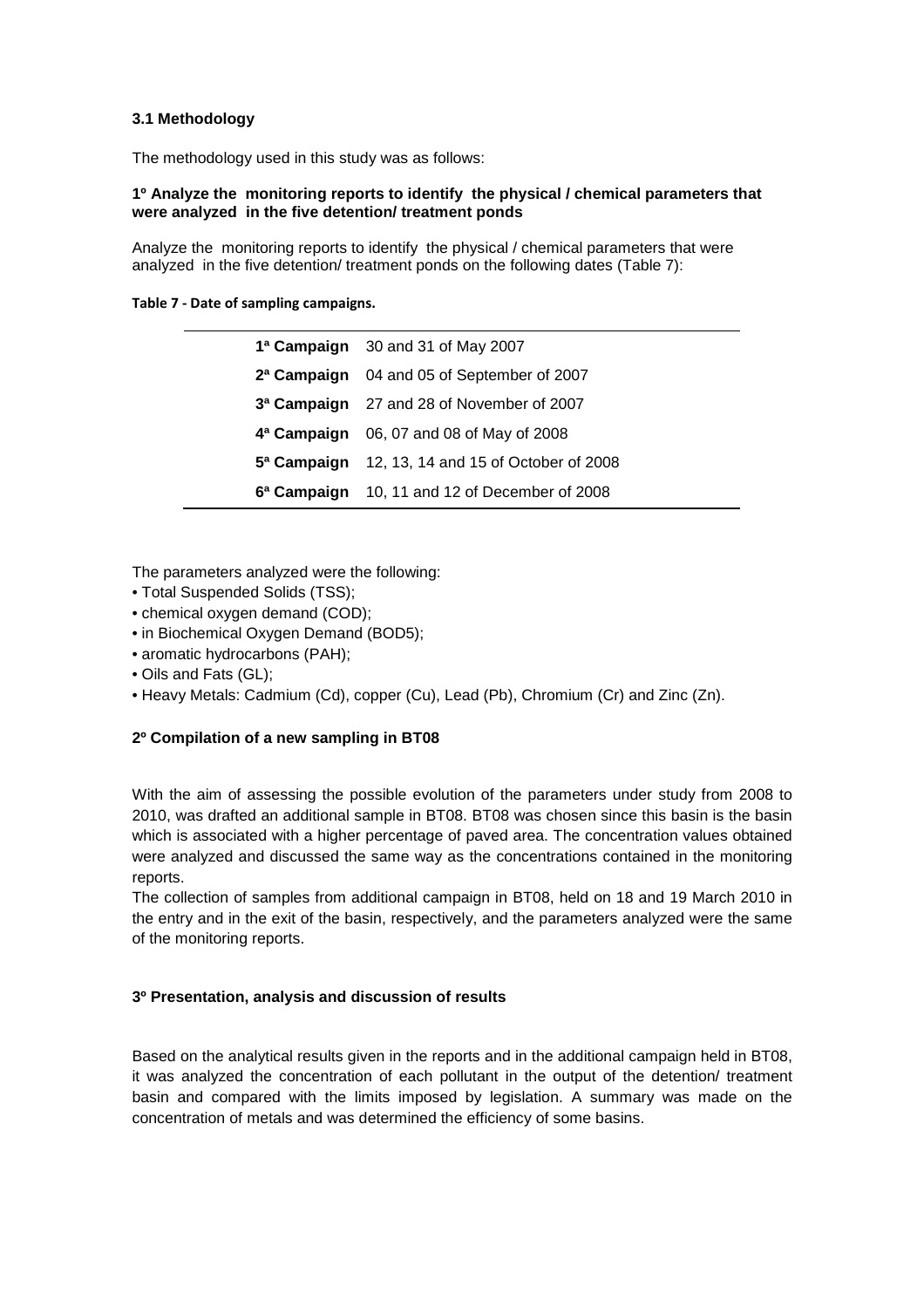### 3.1 Methodology

The methodology used in this study was as follows:

**1º Analyze the monitoring reports to identify the physical / chemical parameters that were analyzed in the five detention/ treatment ponds**

Analyze the monitoring reports to identify the physical / chemical parameters that were analyzed in the five detention/ treatment ponds on the following dates (Table 7):

**Table 7 - Date of sampling campaigns.**

| | |
|---|---|
| **1ª Campaign** | 30 and 31 of May 2007 |
| **2ª Campaign** | 04 and 05 of September of 2007 |
| **3ª Campaign** | 27 and 28 of November of 2007 |
| **4ª Campaign** | 06, 07 and 08 of May of 2008 |
| **5ª Campaign** | 12, 13, 14 and 15 of October of 2008 |
| **6ª Campaign** | 10, 11 and 12 of December of 2008 |

The parameters analyzed were the following:

- Total Suspended Solids (TSS);
- chemical oxygen demand (COD);
- in Biochemical Oxygen Demand (BOD5);
- aromatic hydrocarbons (PAH);
- Oils and Fats (GL);
- Heavy Metals: Cadmium (Cd), copper (Cu), Lead (Pb), Chromium (Cr) and Zinc (Zn).

**2º Compilation of a new sampling in BT08**

With the aim of assessing the possible evolution of the parameters under study from 2008 to 2010, was drafted an additional sample in BT08. BT08 was chosen since this basin is the basin which is associated with a higher percentage of paved area. The concentration values obtained were analyzed and discussed the same way as the concentrations contained in the monitoring reports.

The collection of samples from additional campaign in BT08, held on 18 and 19 March 2010 in the entry and in the exit of the basin, respectively, and the parameters analyzed were the same of the monitoring reports.

**3º Presentation, analysis and discussion of results**

Based on the analytical results given in the reports and in the additional campaign held in BT08, it was analyzed the concentration of each pollutant in the output of the detention/ treatment basin and compared with the limits imposed by legislation. A summary was made on the concentration of metals and was determined the efficiency of some basins.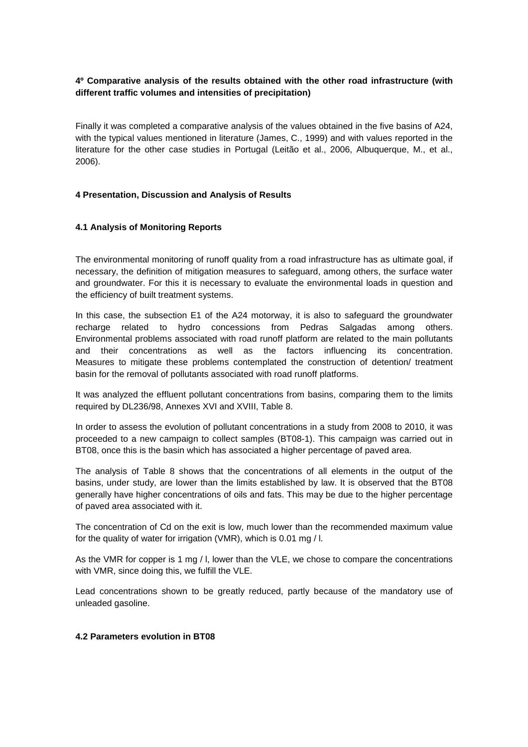**4º Comparative analysis of the results obtained with the other road infrastructure (with different traffic volumes and intensities of precipitation)**

Finally it was completed a comparative analysis of the values obtained in the five basins of A24, with the typical values mentioned in literature (James, C., 1999) and with values reported in the literature for the other case studies in Portugal (Leitão et al., 2006, Albuquerque, M., et al., 2006).

## 4 Presentation, Discussion and Analysis of Results

### 4.1 Analysis of Monitoring Reports

The environmental monitoring of runoff quality from a road infrastructure has as ultimate goal, if necessary, the definition of mitigation measures to safeguard, among others, the surface water and groundwater. For this it is necessary to evaluate the environmental loads in question and the efficiency of built treatment systems.

In this case, the subsection E1 of the A24 motorway, it is also to safeguard the groundwater recharge related to hydro concessions from Pedras Salgadas among others. Environmental problems associated with road runoff platform are related to the main pollutants and their concentrations as well as the factors influencing its concentration. Measures to mitigate these problems contemplated the construction of detention/ treatment basin for the removal of pollutants associated with road runoff platforms.

It was analyzed the effluent pollutant concentrations from basins, comparing them to the limits required by DL236/98, Annexes XVI and XVIII, Table 8.

In order to assess the evolution of pollutant concentrations in a study from 2008 to 2010, it was proceeded to a new campaign to collect samples (BT08-1). This campaign was carried out in BT08, once this is the basin which has associated a higher percentage of paved area.

The analysis of Table 8 shows that the concentrations of all elements in the output of the basins, under study, are lower than the limits established by law. It is observed that the BT08 generally have higher concentrations of oils and fats. This may be due to the higher percentage of paved area associated with it.

The concentration of Cd on the exit is low, much lower than the recommended maximum value for the quality of water for irrigation (VMR), which is 0.01 mg / l.

As the VMR for copper is 1 mg / l, lower than the VLE, we chose to compare the concentrations with VMR, since doing this, we fulfill the VLE.

Lead concentrations shown to be greatly reduced, partly because of the mandatory use of unleaded gasoline.

### 4.2 Parameters evolution in BT08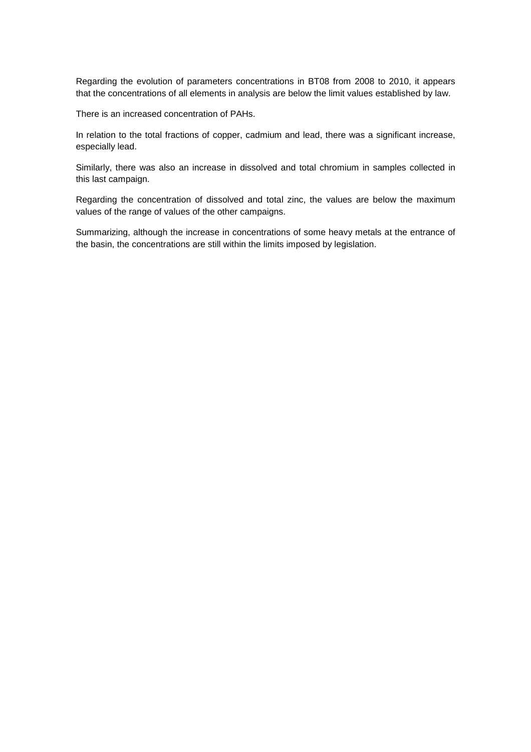Regarding the evolution of parameters concentrations in BT08 from 2008 to 2010, it appears that the concentrations of all elements in analysis are below the limit values established by law.

There is an increased concentration of PAHs.

In relation to the total fractions of copper, cadmium and lead, there was a significant increase, especially lead.

Similarly, there was also an increase in dissolved and total chromium in samples collected in this last campaign.

Regarding the concentration of dissolved and total zinc, the values are below the maximum values of the range of values of the other campaigns.

Summarizing, although the increase in concentrations of some heavy metals at the entrance of the basin, the concentrations are still within the limits imposed by legislation.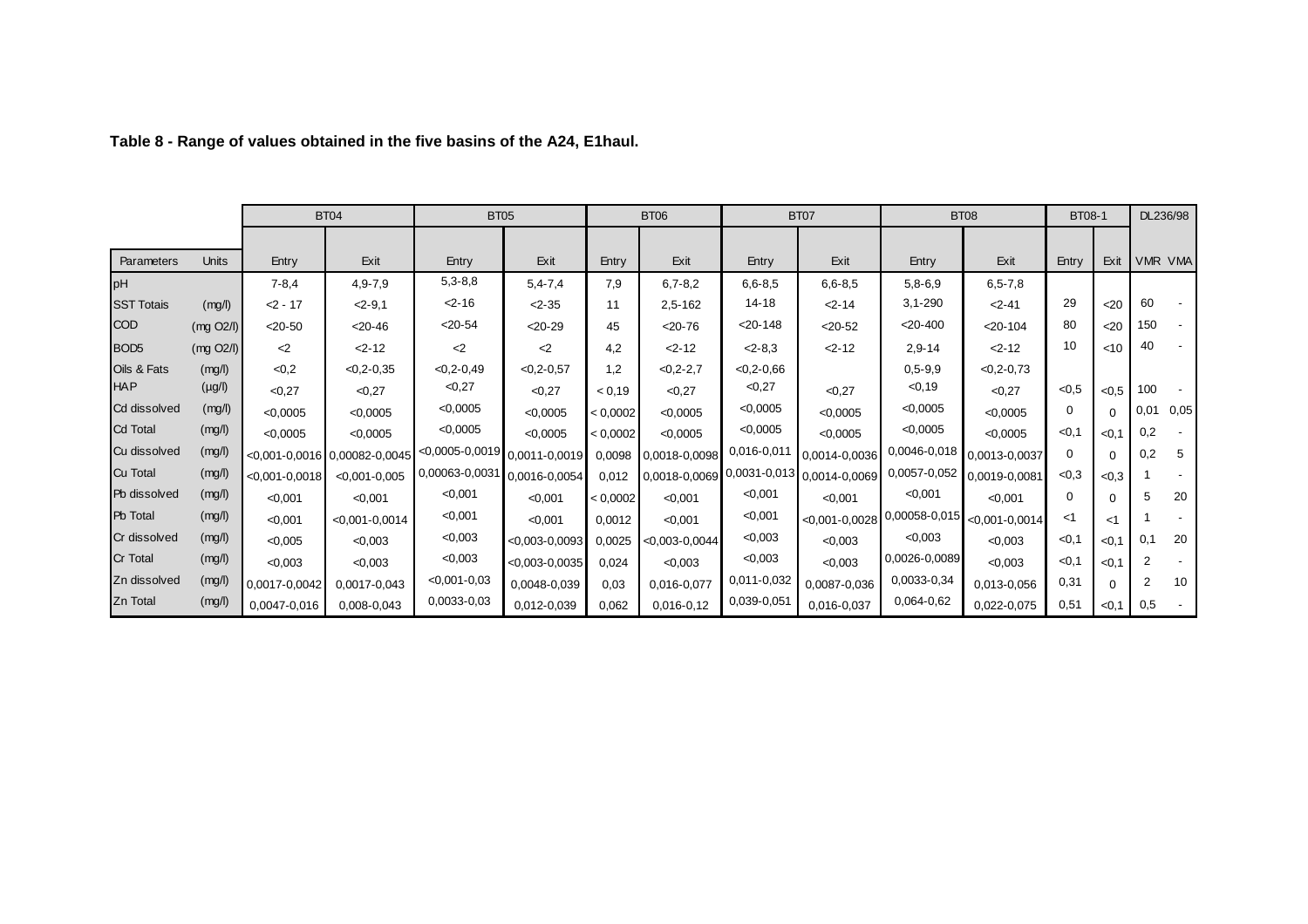**Table 8 - Range of values obtained in the five basins of the A24, E1haul.**

| | | BT04 | | BT05 | | BT06 | | BT07 | | BT08 | | BT08-1 | | DL236/98 | |
|---|---|---|---|---|---|---|---|---|---|---|---|---|---|---|---|
| Parameters | Units | Entry | Exit | Entry | Exit | Entry | Exit | Entry | Exit | Entry | Exit | Entry | Exit | VMR | VMA |
| pH | | 7-8,4 | 4,9-7,9 | 5,3-8,8 | 5,4-7,4 | 7,9 | 6,7-8,2 | 6,6-8,5 | 6,6-8,5 | 5,8-6,9 | 6,5-7,8 | | | | |
| SST Totais | (mg/l) | <2 - 17 | <2-9,1 | <2-16 | <2-35 | 11 | 2,5-162 | 14-18 | <2-14 | 3,1-290 | <2-41 | 29 | <20 | 60 | - |
| COD | (mg O2/l) | <20-50 | <20-46 | <20-54 | <20-29 | 45 | <20-76 | <20-148 | <20-52 | <20-400 | <20-104 | 80 | <20 | 150 | - |
| BOD5 | (mg O2/l) | <2 | <2-12 | <2 | <2 | 4,2 | <2-12 | <2-8,3 | <2-12 | 2,9-14 | <2-12 | 10 | <10 | 40 | - |
| Oils & Fats | (mg/l) | <0,2 | <0,2-0,35 | <0,2-0,49 | <0,2-0,57 | 1,2 | <0,2-2,7 | <0,2-0,66 | | 0,5-9,9 | <0,2-0,73 | | | | |
| HAP | (µg/l) | <0,27 | <0,27 | <0,27 | <0,27 | < 0,19 | <0,27 | <0,27 | <0,27 | <0,19 | <0,27 | <0,5 | <0,5 | 100 | - |
| Cd dissolved | (mg/l) | <0,0005 | <0,0005 | <0,0005 | <0,0005 | < 0,0002 | <0,0005 | <0,0005 | <0,0005 | <0,0005 | <0,0005 | 0 | 0 | 0,01 | 0,05 |
| Cd Total | (mg/l) | <0,0005 | <0,0005 | <0,0005 | <0,0005 | < 0,0002 | <0,0005 | <0,0005 | <0,0005 | <0,0005 | <0,0005 | <0,1 | <0,1 | 0,2 | - |
| Cu dissolved | (mg/l) | <0,001-0,0016 | 0,00082-0,0045 | <0,0005-0,0019 | 0,0011-0,0019 | 0,0098 | 0,0018-0,0098 | 0,016-0,011 | 0,0014-0,0036 | 0,0046-0,018 | 0,0013-0,0037 | 0 | 0 | 0,2 | 5 |
| Cu Total | (mg/l) | <0,001-0,0018 | <0,001-0,005 | 0,00063-0,0031 | 0,0016-0,0054 | 0,012 | 0,0018-0,0069 | 0,0031-0,013 | 0,0014-0,0069 | 0,0057-0,052 | 0,0019-0,0081 | <0,3 | <0,3 | 1 | - |
| Pb dissolved | (mg/l) | <0,001 | <0,001 | <0,001 | <0,001 | < 0,0002 | <0,001 | <0,001 | <0,001 | <0,001 | <0,001 | 0 | 0 | 5 | 20 |
| Pb Total | (mg/l) | <0,001 | <0,001-0,0014 | <0,001 | <0,001 | 0,0012 | <0,001 | <0,001 | <0,001-0,0028 | 0,00058-0,015 | <0,001-0,0014 | <1 | <1 | 1 | - |
| Cr dissolved | (mg/l) | <0,005 | <0,003 | <0,003 | <0,003-0,0093 | 0,0025 | <0,003-0,0044 | <0,003 | <0,003 | <0,003 | <0,003 | <0,1 | <0,1 | 0,1 | 20 |
| Cr Total | (mg/l) | <0,003 | <0,003 | <0,003 | <0,003-0,0035 | 0,024 | <0,003 | <0,003 | <0,003 | 0,0026-0,0089 | <0,003 | <0,1 | <0,1 | 2 | - |
| Zn dissolved | (mg/l) | 0,0017-0,0042 | 0,0017-0,043 | <0,001-0,03 | 0,0048-0,039 | 0,03 | 0,016-0,077 | 0,011-0,032 | 0,0087-0,036 | 0,0033-0,34 | 0,013-0,056 | 0,31 | 0 | 2 | 10 |
| Zn Total | (mg/l) | 0,0047-0,016 | 0,008-0,043 | 0,0033-0,03 | 0,012-0,039 | 0,062 | 0,016-0,12 | 0,039-0,051 | 0,016-0,037 | 0,064-0,62 | 0,022-0,075 | 0,51 | <0,1 | 0,5 | - |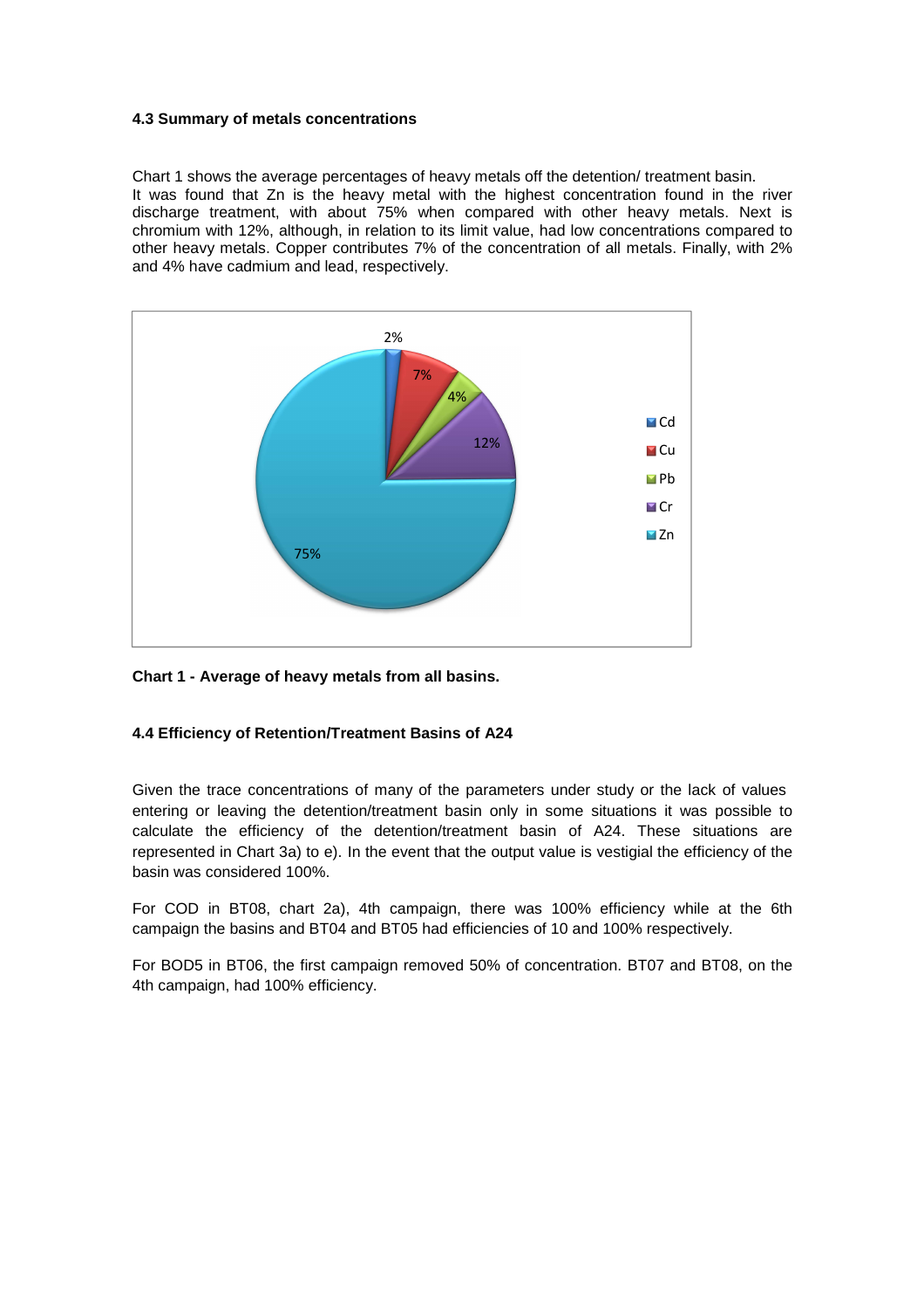### 4.3 Summary of metals concentrations

Chart 1 shows the average percentages of heavy metals off the detention/ treatment basin. It was found that Zn is the heavy metal with the highest concentration found in the river discharge treatment, with about 75% when compared with other heavy metals. Next is chromium with 12%, although, in relation to its limit value, had low concentrations compared to other heavy metals. Copper contributes 7% of the concentration of all metals. Finally, with 2% and 4% have cadmium and lead, respectively.

**Chart 1 - Average of heavy metals from all basins.**

### 4.4 Efficiency of Retention/Treatment Basins of A24

Given the trace concentrations of many of the parameters under study or the lack of values entering or leaving the detention/treatment basin only in some situations it was possible to calculate the efficiency of the detention/treatment basin of A24. These situations are represented in Chart 3a) to e). In the event that the output value is vestigial the efficiency of the basin was considered 100%.

For COD in BT08, chart 2a), 4th campaign, there was 100% efficiency while at the 6th campaign the basins and BT04 and BT05 had efficiencies of 10 and 100% respectively.

For BOD5 in BT06, the first campaign removed 50% of concentration. BT07 and BT08, on the 4th campaign, had 100% efficiency.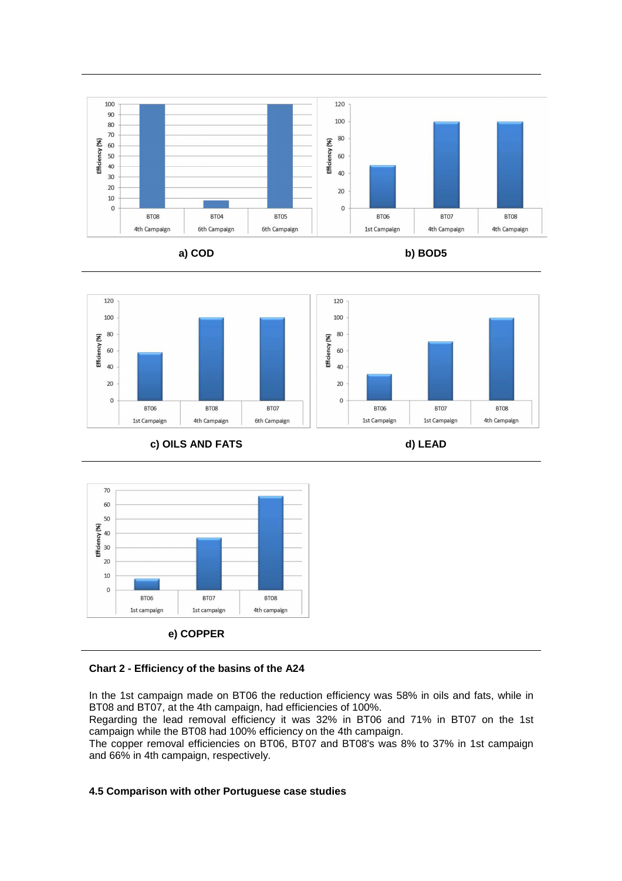a) COD

b) BOD5

c) OILS AND FATS

d) LEAD

e) COPPER

**Chart 2 - Efficiency of the basins of the A24**

In the 1st campaign made on BT06 the reduction efficiency was 58% in oils and fats, while in BT08 and BT07, at the 4th campaign, had efficiencies of 100%.
Regarding the lead removal efficiency it was 32% in BT06 and 71% in BT07 on the 1st campaign while the BT08 had 100% efficiency on the 4th campaign.
The copper removal efficiencies on BT06, BT07 and BT08's was 8% to 37% in 1st campaign and 66% in 4th campaign, respectively.

### 4.5 Comparison with other Portuguese case studies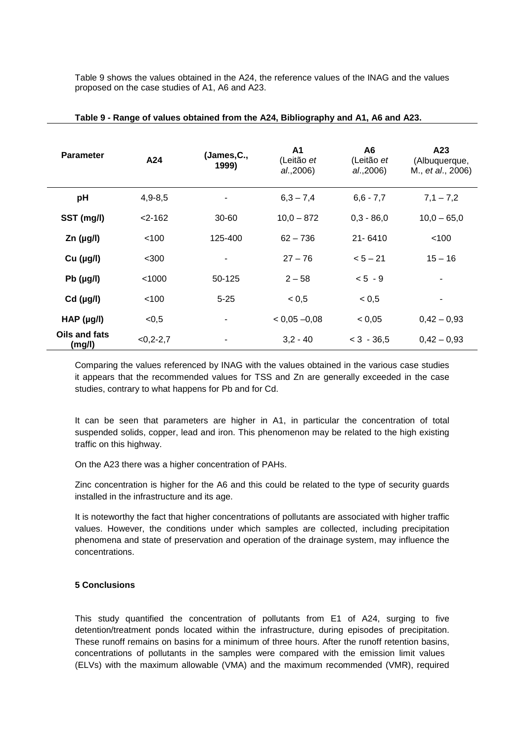Table 9 shows the values obtained in the A24, the reference values of the INAG and the values proposed on the case studies of A1, A6 and A23.

**Table 9 - Range of values obtained from the A24, Bibliography and A1, A6 and A23.**

| Parameter | A24 | (James,C., 1999) | A1 (Leitão *et al*.,2006) | A6 (Leitão *et al*.,2006) | A23 (Albuquerque, M., *et al*., 2006) |
|---|---|---|---|---|---|
| **pH** | 4,9-8,5 | - | 6,3 – 7,4 | 6,6 - 7,7 | 7,1 – 7,2 |
| **SST (mg/l)** | <2-162 | 30-60 | 10,0 – 872 | 0,3 - 86,0 | 10,0 – 65,0 |
| **Zn (µg/l)** | <100 | 125-400 | 62 – 736 | 21- 6410 | <100 |
| **Cu (µg/l)** | <300 | - | 27 – 76 | < 5 – 21 | 15 – 16 |
| **Pb (µg/l)** | <1000 | 50-125 | 2 – 58 | < 5 - 9 | - |
| **Cd (µg/l)** | <100 | 5-25 | < 0,5 | < 0,5 | - |
| **HAP (µg/l)** | <0,5 | - | < 0,05 –0,08 | < 0,05 | 0,42 – 0,93 |
| **Oils and fats (mg/l)** | <0,2-2,7 | - | 3,2 - 40 | < 3 - 36,5 | 0,42 – 0,93 |

Comparing the values referenced by INAG with the values obtained in the various case studies it appears that the recommended values for TSS and Zn are generally exceeded in the case studies, contrary to what happens for Pb and for Cd.

It can be seen that parameters are higher in A1, in particular the concentration of total suspended solids, copper, lead and iron. This phenomenon may be related to the high existing traffic on this highway.

On the A23 there was a higher concentration of PAHs.

Zinc concentration is higher for the A6 and this could be related to the type of security guards installed in the infrastructure and its age.

It is noteworthy the fact that higher concentrations of pollutants are associated with higher traffic values. However, the conditions under which samples are collected, including precipitation phenomena and state of preservation and operation of the drainage system, may influence the concentrations.

## 5 Conclusions

This study quantified the concentration of pollutants from E1 of A24, surging to five detention/treatment ponds located within the infrastructure, during episodes of precipitation. These runoff remains on basins for a minimum of three hours. After the runoff retention basins, concentrations of pollutants in the samples were compared with the emission limit values (ELVs) with the maximum allowable (VMA) and the maximum recommended (VMR), required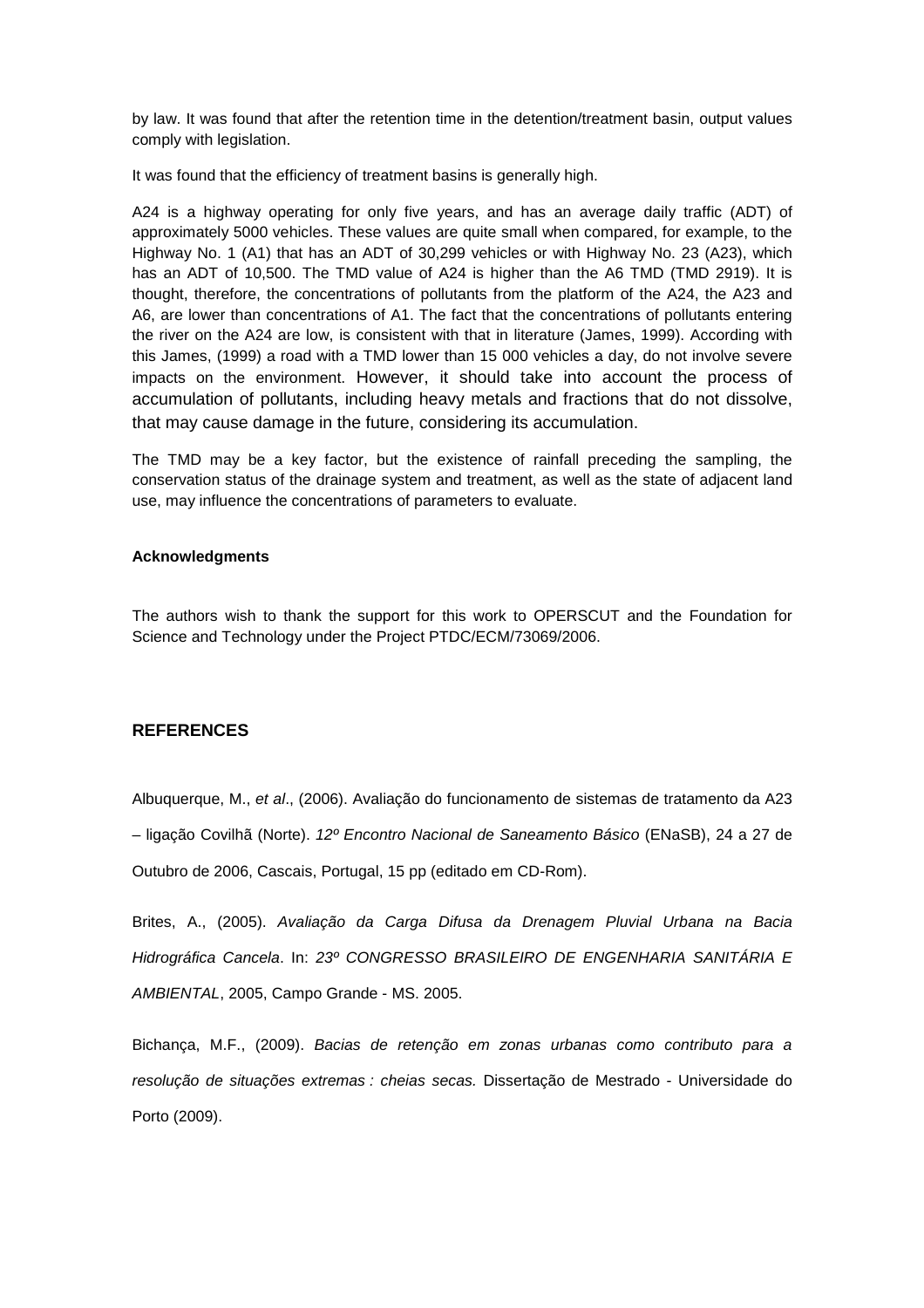by law. It was found that after the retention time in the detention/treatment basin, output values comply with legislation.

It was found that the efficiency of treatment basins is generally high.

A24 is a highway operating for only five years, and has an average daily traffic (ADT) of approximately 5000 vehicles. These values are quite small when compared, for example, to the Highway No. 1 (A1) that has an ADT of 30,299 vehicles or with Highway No. 23 (A23), which has an ADT of 10,500. The TMD value of A24 is higher than the A6 TMD (TMD 2919). It is thought, therefore, the concentrations of pollutants from the platform of the A24, the A23 and A6, are lower than concentrations of A1. The fact that the concentrations of pollutants entering the river on the A24 are low, is consistent with that in literature (James, 1999). According with this James, (1999) a road with a TMD lower than 15 000 vehicles a day, do not involve severe impacts on the environment. However, it should take into account the process of accumulation of pollutants, including heavy metals and fractions that do not dissolve, that may cause damage in the future, considering its accumulation.

The TMD may be a key factor, but the existence of rainfall preceding the sampling, the conservation status of the drainage system and treatment, as well as the state of adjacent land use, may influence the concentrations of parameters to evaluate.

**Acknowledgments**

The authors wish to thank the support for this work to OPERSCUT and the Foundation for Science and Technology under the Project PTDC/ECM/73069/2006.

## REFERENCES

Albuquerque, M., *et al*., (2006). Avaliação do funcionamento de sistemas de tratamento da A23 – ligação Covilhã (Norte). *12º Encontro Nacional de Saneamento Básico* (ENaSB), 24 a 27 de Outubro de 2006, Cascais, Portugal, 15 pp (editado em CD-Rom).

Brites, A., (2005). *Avaliação da Carga Difusa da Drenagem Pluvial Urbana na Bacia Hidrográfica Cancela*. In: *23º CONGRESSO BRASILEIRO DE ENGENHARIA SANITÁRIA E AMBIENTAL*, 2005, Campo Grande - MS. 2005.

Bichança, M.F., (2009). *Bacias de retenção em zonas urbanas como contributo para a resolução de situações extremas : cheias secas.* Dissertação de Mestrado - Universidade do Porto (2009).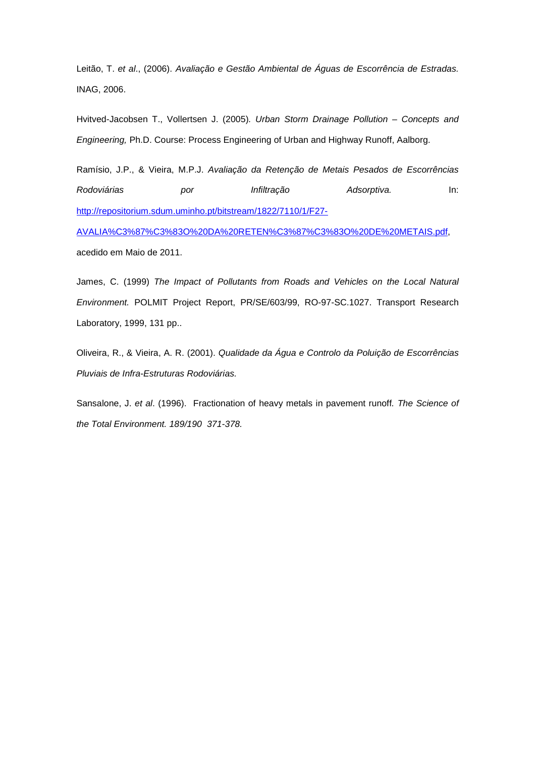Leitão, T. *et al*., (2006). *Avaliação e Gestão Ambiental de Águas de Escorrência de Estradas.* INAG, 2006.

Hvitved-Jacobsen T., Vollertsen J. (2005)*. Urban Storm Drainage Pollution – Concepts and Engineering,* Ph.D. Course: Process Engineering of Urban and Highway Runoff, Aalborg.

Ramísio, J.P., & Vieira, M.P.J. *Avaliação da Retenção de Metais Pesados de Escorrências Rodoviárias por Infiltração Adsorptiva.* In: http://repositorium.sdum.uminho.pt/bitstream/1822/7110/1/F27-AVALIA%C3%87%C3%83O%20DA%20RETEN%C3%87%C3%83O%20DE%20METAIS.pdf, acedido em Maio de 2011.

James, C. (1999) *The Impact of Pollutants from Roads and Vehicles on the Local Natural Environment.* POLMIT Project Report, PR/SE/603/99, RO-97-SC.1027. Transport Research Laboratory, 1999, 131 pp..

Oliveira, R., & Vieira, A. R. (2001). *Qualidade da Água e Controlo da Poluição de Escorrências Pluviais de Infra-Estruturas Rodoviárias.*

Sansalone, J. *et al*. (1996). Fractionation of heavy metals in pavement runoff. *The Science of the Total Environment. 189/190 371-378.*